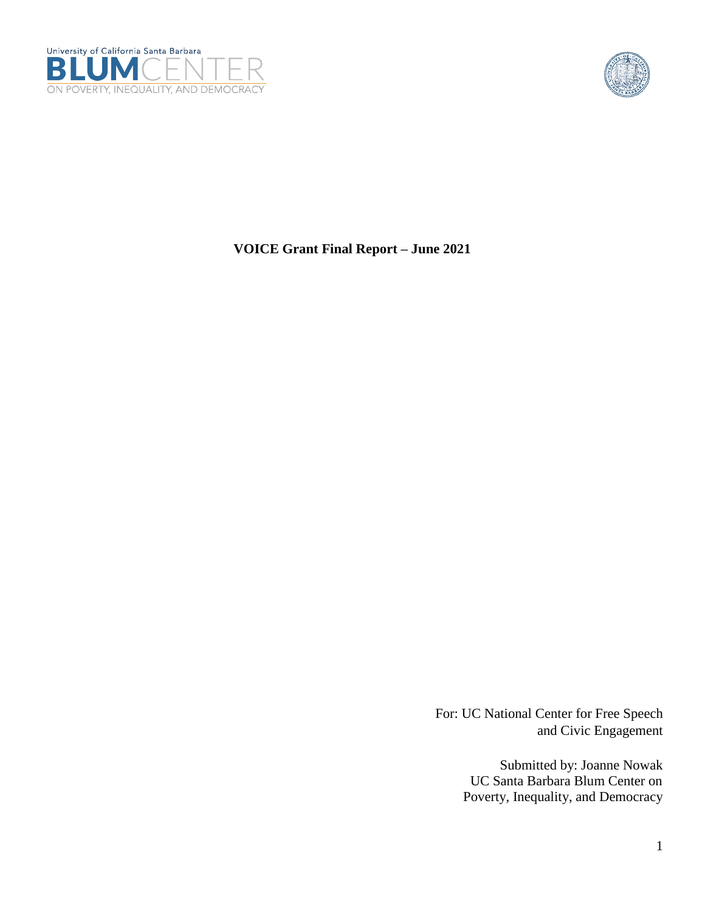University of California Santa Barbara
BLUM CENTER
ON POVERTY, INEQUALITY, AND DEMOCRACY

**VOICE Grant Final Report – June 2021**

For: UC National Center for Free Speech
and Civic Engagement

Submitted by: Joanne Nowak
UC Santa Barbara Blum Center on
Poverty, Inequality, and Democracy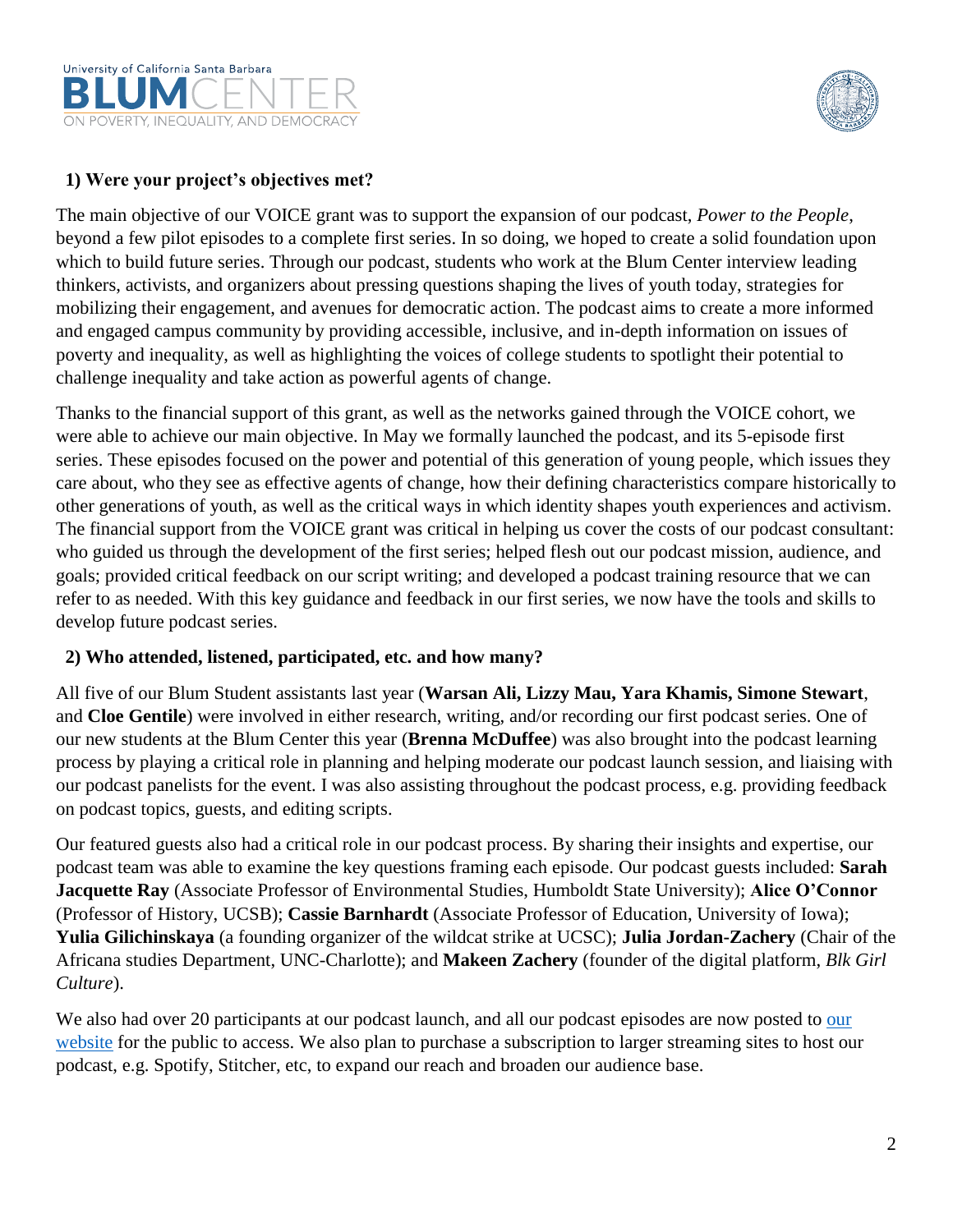**1) Were your project's objectives met?**

The main objective of our VOICE grant was to support the expansion of our podcast, *Power to the People*, beyond a few pilot episodes to a complete first series. In so doing, we hoped to create a solid foundation upon which to build future series. Through our podcast, students who work at the Blum Center interview leading thinkers, activists, and organizers about pressing questions shaping the lives of youth today, strategies for mobilizing their engagement, and avenues for democratic action. The podcast aims to create a more informed and engaged campus community by providing accessible, inclusive, and in-depth information on issues of poverty and inequality, as well as highlighting the voices of college students to spotlight their potential to challenge inequality and take action as powerful agents of change.

Thanks to the financial support of this grant, as well as the networks gained through the VOICE cohort, we were able to achieve our main objective. In May we formally launched the podcast, and its 5-episode first series. These episodes focused on the power and potential of this generation of young people, which issues they care about, who they see as effective agents of change, how their defining characteristics compare historically to other generations of youth, as well as the critical ways in which identity shapes youth experiences and activism. The financial support from the VOICE grant was critical in helping us cover the costs of our podcast consultant: who guided us through the development of the first series; helped flesh out our podcast mission, audience, and goals; provided critical feedback on our script writing; and developed a podcast training resource that we can refer to as needed. With this key guidance and feedback in our first series, we now have the tools and skills to develop future podcast series.

**2) Who attended, listened, participated, etc. and how many?**

All five of our Blum Student assistants last year (**Warsan Ali, Lizzy Mau, Yara Khamis, Simone Stewart**, and **Cloe Gentile**) were involved in either research, writing, and/or recording our first podcast series. One of our new students at the Blum Center this year (**Brenna McDuffee**) was also brought into the podcast learning process by playing a critical role in planning and helping moderate our podcast launch session, and liaising with our podcast panelists for the event. I was also assisting throughout the podcast process, e.g. providing feedback on podcast topics, guests, and editing scripts.

Our featured guests also had a critical role in our podcast process. By sharing their insights and expertise, our podcast team was able to examine the key questions framing each episode. Our podcast guests included: **Sarah Jacquette Ray** (Associate Professor of Environmental Studies, Humboldt State University); **Alice O'Connor** (Professor of History, UCSB); **Cassie Barnhardt** (Associate Professor of Education, University of Iowa); **Yulia Gilichinskaya** (a founding organizer of the wildcat strike at UCSC); **Julia Jordan-Zachery** (Chair of the Africana studies Department, UNC-Charlotte); and **Makeen Zachery** (founder of the digital platform, *Blk Girl Culture*).

We also had over 20 participants at our podcast launch, and all our podcast episodes are now posted to our website for the public to access. We also plan to purchase a subscription to larger streaming sites to host our podcast, e.g. Spotify, Stitcher, etc, to expand our reach and broaden our audience base.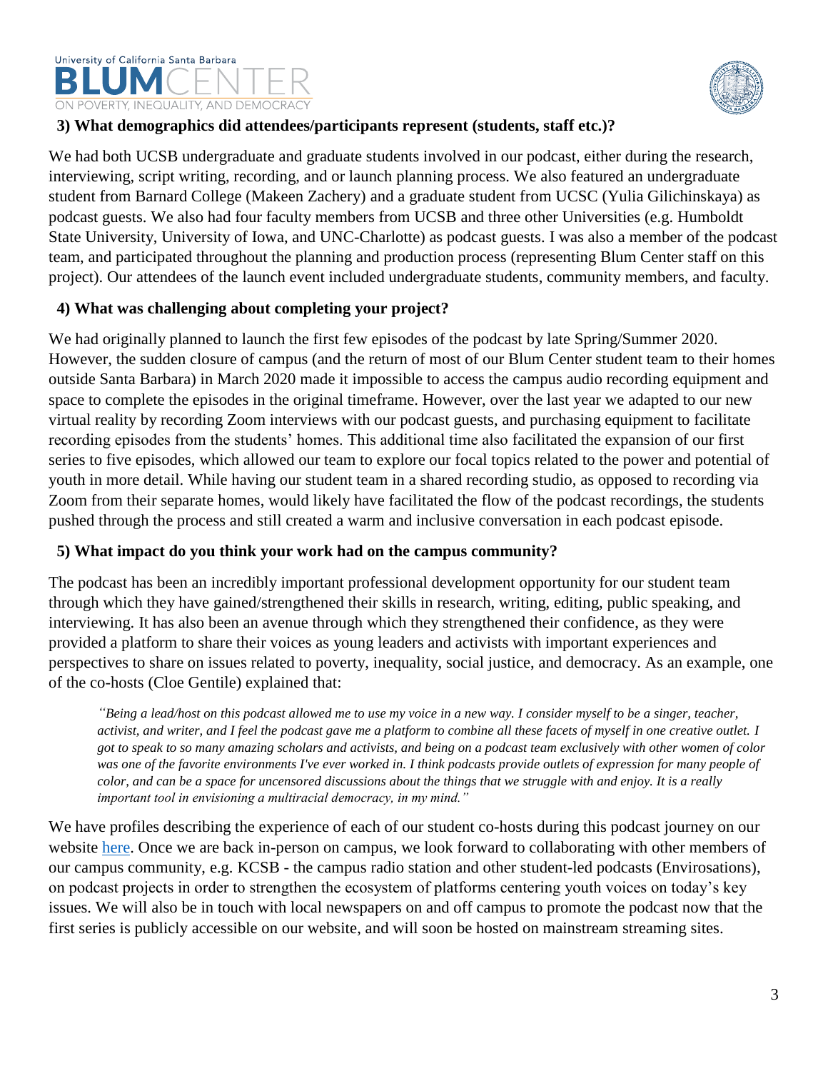**3) What demographics did attendees/participants represent (students, staff etc.)?**

We had both UCSB undergraduate and graduate students involved in our podcast, either during the research, interviewing, script writing, recording, and or launch planning process. We also featured an undergraduate student from Barnard College (Makeen Zachery) and a graduate student from UCSC (Yulia Gilichinskaya) as podcast guests. We also had four faculty members from UCSB and three other Universities (e.g. Humboldt State University, University of Iowa, and UNC-Charlotte) as podcast guests. I was also a member of the podcast team, and participated throughout the planning and production process (representing Blum Center staff on this project). Our attendees of the launch event included undergraduate students, community members, and faculty.

**4) What was challenging about completing your project?**

We had originally planned to launch the first few episodes of the podcast by late Spring/Summer 2020. However, the sudden closure of campus (and the return of most of our Blum Center student team to their homes outside Santa Barbara) in March 2020 made it impossible to access the campus audio recording equipment and space to complete the episodes in the original timeframe. However, over the last year we adapted to our new virtual reality by recording Zoom interviews with our podcast guests, and purchasing equipment to facilitate recording episodes from the students' homes. This additional time also facilitated the expansion of our first series to five episodes, which allowed our team to explore our focal topics related to the power and potential of youth in more detail. While having our student team in a shared recording studio, as opposed to recording via Zoom from their separate homes, would likely have facilitated the flow of the podcast recordings, the students pushed through the process and still created a warm and inclusive conversation in each podcast episode.

**5) What impact do you think your work had on the campus community?**

The podcast has been an incredibly important professional development opportunity for our student team through which they have gained/strengthened their skills in research, writing, editing, public speaking, and interviewing. It has also been an avenue through which they strengthened their confidence, as they were provided a platform to share their voices as young leaders and activists with important experiences and perspectives to share on issues related to poverty, inequality, social justice, and democracy. As an example, one of the co-hosts (Cloe Gentile) explained that:

> *"Being a lead/host on this podcast allowed me to use my voice in a new way. I consider myself to be a singer, teacher, activist, and writer, and I feel the podcast gave me a platform to combine all these facets of myself in one creative outlet. I got to speak to so many amazing scholars and activists, and being on a podcast team exclusively with other women of color was one of the favorite environments I've ever worked in. I think podcasts provide outlets of expression for many people of color, and can be a space for uncensored discussions about the things that we struggle with and enjoy. It is a really important tool in envisioning a multiracial democracy, in my mind."*

We have profiles describing the experience of each of our student co-hosts during this podcast journey on our website here. Once we are back in-person on campus, we look forward to collaborating with other members of our campus community, e.g. KCSB - the campus radio station and other student-led podcasts (Envirosations), on podcast projects in order to strengthen the ecosystem of platforms centering youth voices on today's key issues. We will also be in touch with local newspapers on and off campus to promote the podcast now that the first series is publicly accessible on our website, and will soon be hosted on mainstream streaming sites.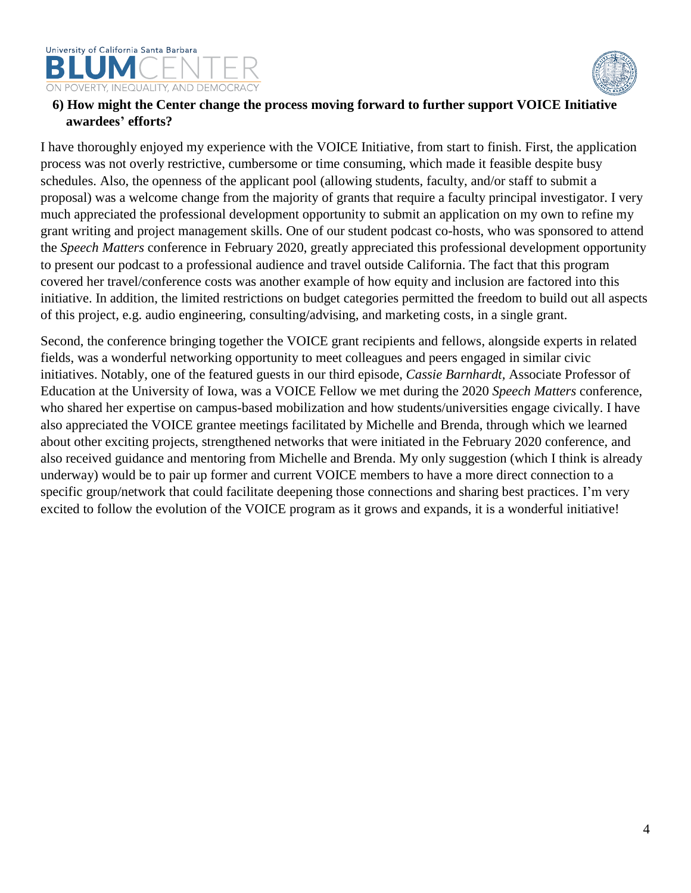**6) How might the Center change the process moving forward to further support VOICE Initiative awardees' efforts?**

I have thoroughly enjoyed my experience with the VOICE Initiative, from start to finish. First, the application process was not overly restrictive, cumbersome or time consuming, which made it feasible despite busy schedules. Also, the openness of the applicant pool (allowing students, faculty, and/or staff to submit a proposal) was a welcome change from the majority of grants that require a faculty principal investigator. I very much appreciated the professional development opportunity to submit an application on my own to refine my grant writing and project management skills. One of our student podcast co-hosts, who was sponsored to attend the *Speech Matters* conference in February 2020, greatly appreciated this professional development opportunity to present our podcast to a professional audience and travel outside California. The fact that this program covered her travel/conference costs was another example of how equity and inclusion are factored into this initiative. In addition, the limited restrictions on budget categories permitted the freedom to build out all aspects of this project, e.g. audio engineering, consulting/advising, and marketing costs, in a single grant.

Second, the conference bringing together the VOICE grant recipients and fellows, alongside experts in related fields, was a wonderful networking opportunity to meet colleagues and peers engaged in similar civic initiatives. Notably, one of the featured guests in our third episode, *Cassie Barnhardt,* Associate Professor of Education at the University of Iowa, was a VOICE Fellow we met during the 2020 *Speech Matters* conference, who shared her expertise on campus-based mobilization and how students/universities engage civically. I have also appreciated the VOICE grantee meetings facilitated by Michelle and Brenda, through which we learned about other exciting projects, strengthened networks that were initiated in the February 2020 conference, and also received guidance and mentoring from Michelle and Brenda. My only suggestion (which I think is already underway) would be to pair up former and current VOICE members to have a more direct connection to a specific group/network that could facilitate deepening those connections and sharing best practices. I'm very excited to follow the evolution of the VOICE program as it grows and expands, it is a wonderful initiative!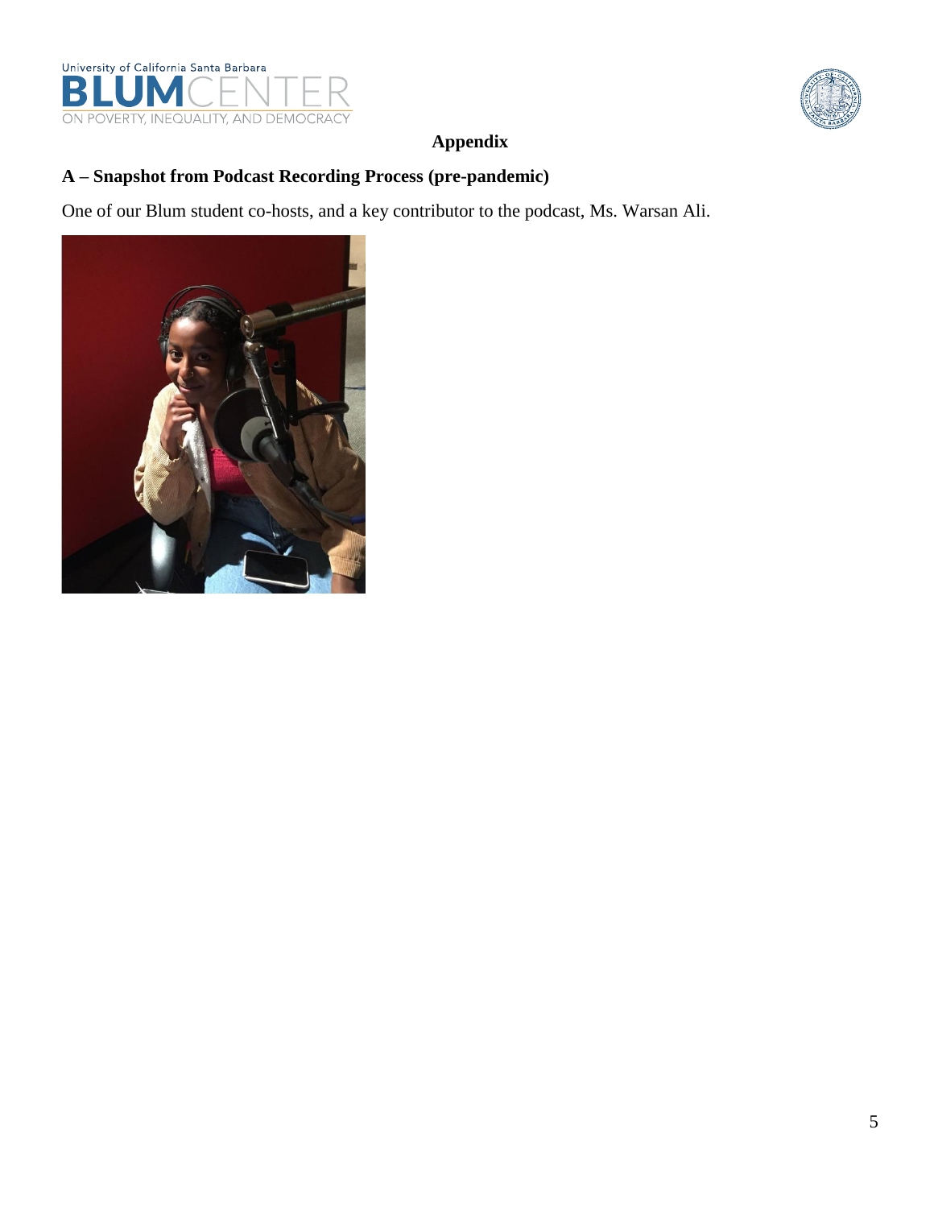# Appendix

## A – Snapshot from Podcast Recording Process (pre-pandemic)

One of our Blum student co-hosts, and a key contributor to the podcast, Ms. Warsan Ali.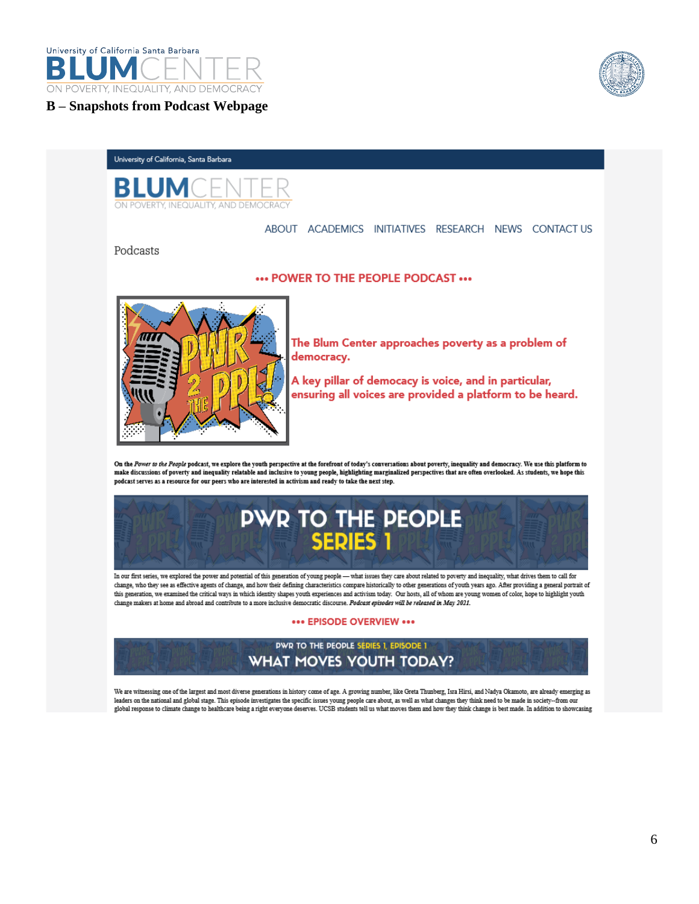## B – Snapshots from Podcast Webpage

University of California, Santa Barbara

BLUM CENTER ON POVERTY, INEQUALITY, AND DEMOCRACY

ABOUT ACADEMICS INITIATIVES RESEARCH NEWS CONTACT US

Podcasts

**••• POWER TO THE PEOPLE PODCAST •••**

**The Blum Center approaches poverty as a problem of democracy.**

**A key pillar of democracy is voice, and in particular, ensuring all voices are provided a platform to be heard.**

**On the *Power to the People* podcast, we explore the youth perspective at the forefront of today's conversations about poverty, inequality and democracy. We use this platform to make discussions of poverty and inequality relatable and inclusive to young people, highlighting marginalized perspectives that are often overlooked. As students, we hope this podcast serves as a resource for our peers who are interested in activism and ready to take the next step.**

**PWR TO THE PEOPLE SERIES 1**

In our first series, we explored the power and potential of this generation of young people — what issues they care about related to poverty and inequality, what drives them to call for change, who they see as effective agents of change, and how their defining characteristics compare historically to other generations of youth years ago. After providing a general portrait of this generation, we examined the critical ways in which identity shapes youth experiences and activism today. Our hosts, all of whom are young women of color, hope to highlight youth change makers at home and abroad and contribute to a more inclusive democratic discourse. ***Podcast episodes will be released in May 2021.***

**••• EPISODE OVERVIEW •••**

**PWR TO THE PEOPLE SERIES 1, EPISODE 1**
**WHAT MOVES YOUTH TODAY?**

We are witnessing one of the largest and most diverse generations in history come of age. A growing number, like Greta Thunberg, Isra Hirsi, and Nadya Okamoto, are already emerging as leaders on the national and global stage. This episode investigates the specific issues young people care about, as well as what changes they think need to be made in society--from our global response to climate change to healthcare being a right everyone deserves. UCSB students tell us what moves them and how they think change is best made. In addition to showcasing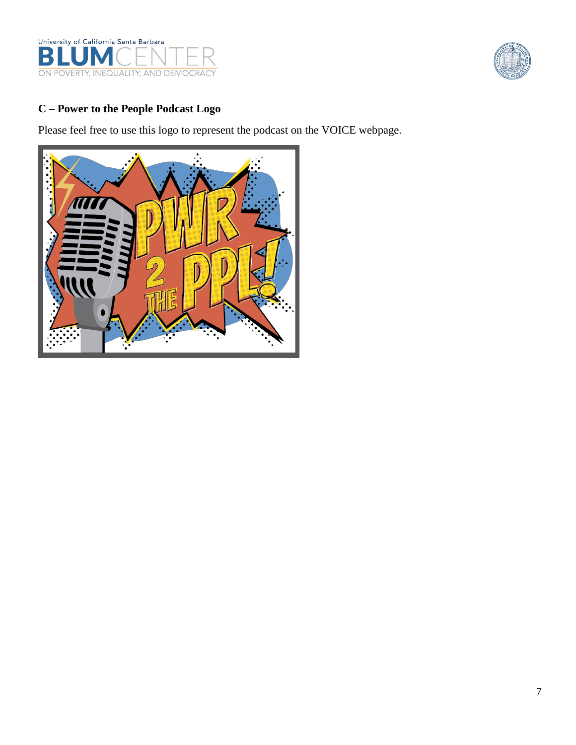## C – Power to the People Podcast Logo

Please feel free to use this logo to represent the podcast on the VOICE webpage.